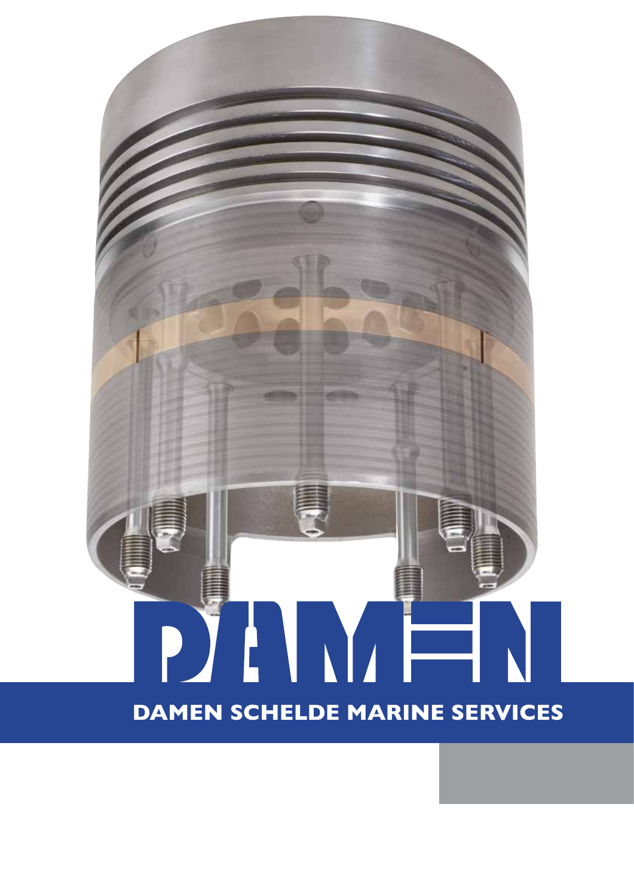DAMEN

DAMEN SCHELDE MARINE SERVICES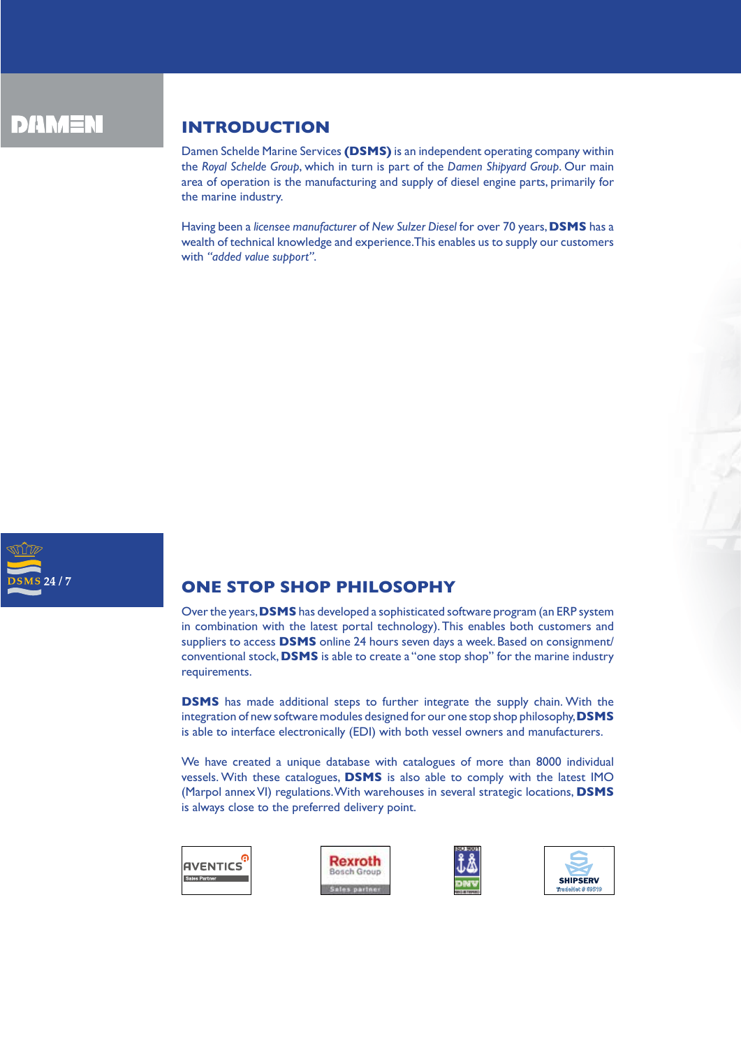## INTRODUCTION

Damen Schelde Marine Services **(DSMS)** is an independent operating company within the *Royal Schelde Group*, which in turn is part of the *Damen Shipyard Group*. Our main area of operation is the manufacturing and supply of diesel engine parts, primarily for the marine industry.

Having been a *licensee manufacturer* of *New Sulzer Diesel* for over 70 years, **DSMS** has a wealth of technical knowledge and experience. This enables us to supply our customers with *"added value support"*.

DSMS 24 / 7

## ONE STOP SHOP PHILOSOPHY

Over the years, **DSMS** has developed a sophisticated software program (an ERP system in combination with the latest portal technology). This enables both customers and suppliers to access **DSMS** online 24 hours seven days a week. Based on consignment/conventional stock, **DSMS** is able to create a "one stop shop" for the marine industry requirements.

**DSMS** has made additional steps to further integrate the supply chain. With the integration of new software modules designed for our one stop shop philosophy, **DSMS** is able to interface electronically (EDI) with both vessel owners and manufacturers.

We have created a unique database with catalogues of more than 8000 individual vessels. With these catalogues, **DSMS** is also able to comply with the latest IMO (Marpol annex VI) regulations. With warehouses in several strategic locations, **DSMS** is always close to the preferred delivery point.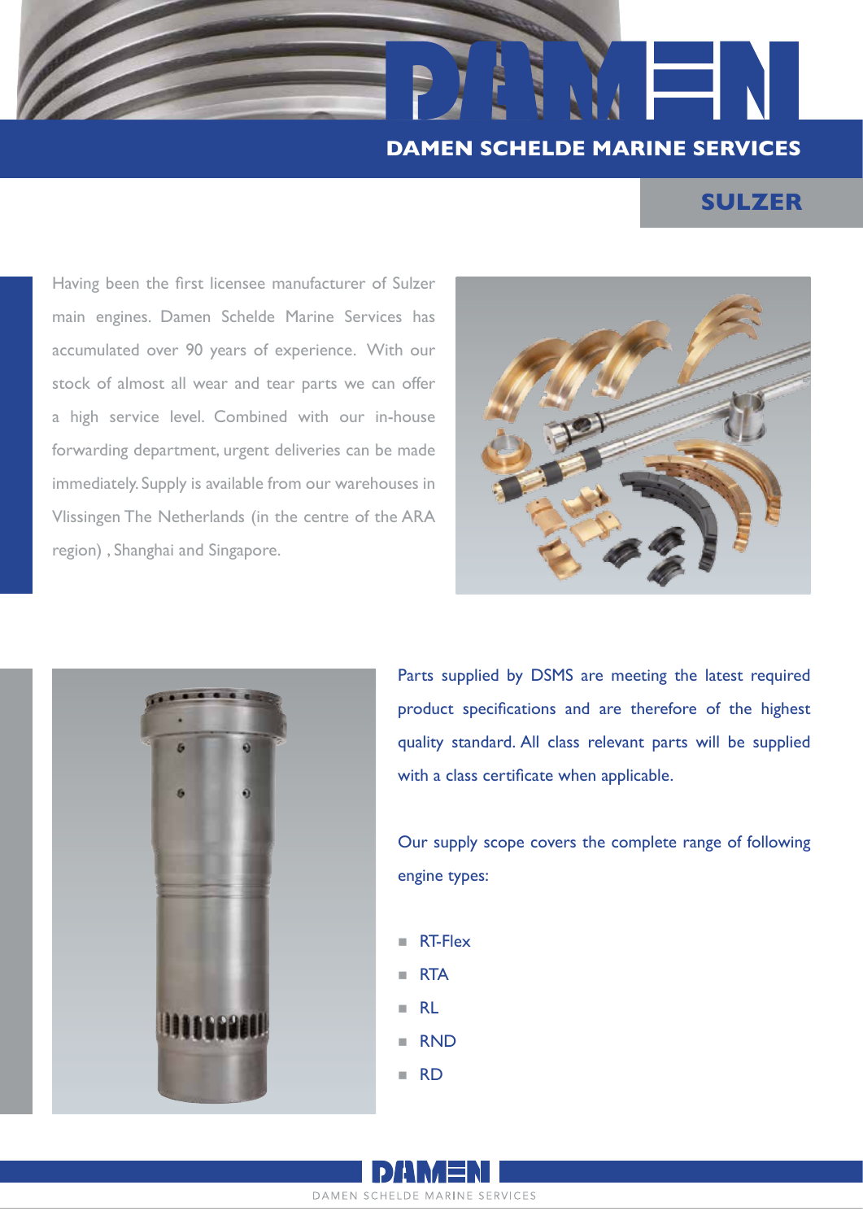# DAMEN SCHELDE MARINE SERVICES

## SULZER

Having been the first licensee manufacturer of Sulzer main engines. Damen Schelde Marine Services has accumulated over 90 years of experience. With our stock of almost all wear and tear parts we can offer a high service level. Combined with our in-house forwarding department, urgent deliveries can be made immediately. Supply is available from our warehouses in Vlissingen The Netherlands (in the centre of the ARA region) , Shanghai and Singapore.

Parts supplied by DSMS are meeting the latest required product specifications and are therefore of the highest quality standard. All class relevant parts will be supplied with a class certificate when applicable.

Our supply scope covers the complete range of following engine types:

- RT-Flex
- RTA
- RL
- RND
- RD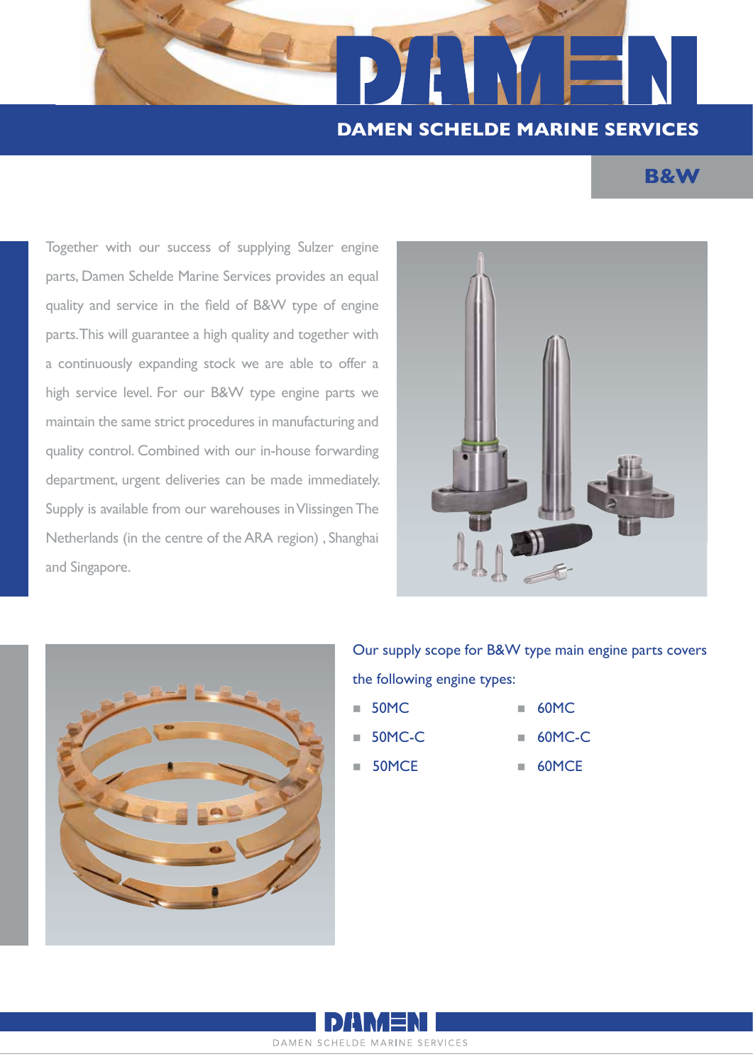# DAMEN SCHELDE MARINE SERVICES

## B&W

Together with our success of supplying Sulzer engine parts, Damen Schelde Marine Services provides an equal quality and service in the field of B&W type of engine parts. This will guarantee a high quality and together with a continuously expanding stock we are able to offer a high service level. For our B&W type engine parts we maintain the same strict procedures in manufacturing and quality control. Combined with our in-house forwarding department, urgent deliveries can be made immediately. Supply is available from our warehouses in Vlissingen The Netherlands (in the centre of the ARA region) , Shanghai and Singapore.

Our supply scope for B&W type main engine parts covers the following engine types:

- 50MC
- 50MC-C
- 50MCE
- 60MC
- 60MC-C
- 60MCE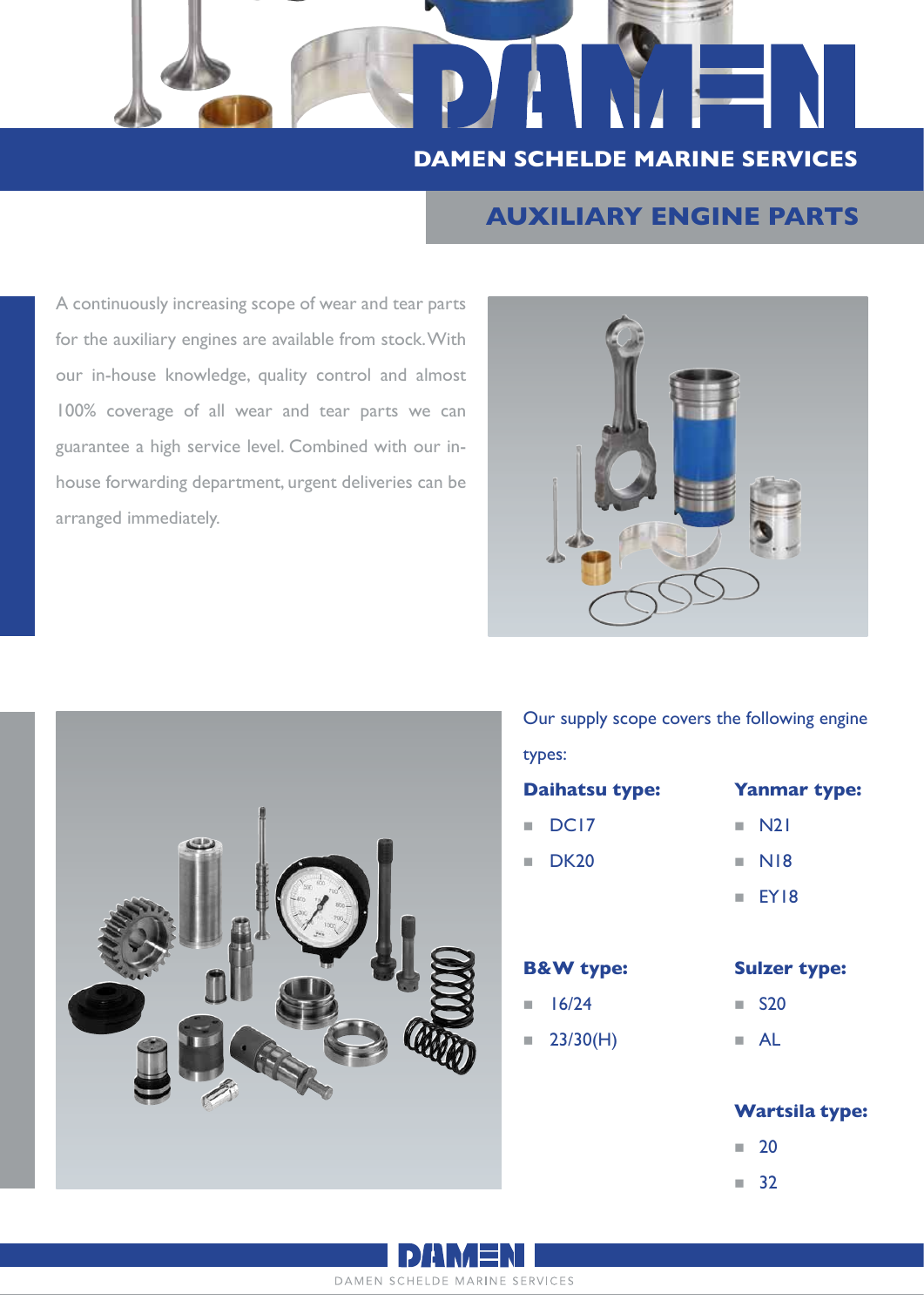# DAMEN SCHELDE MARINE SERVICES

## AUXILIARY ENGINE PARTS

A continuously increasing scope of wear and tear parts for the auxiliary engines are available from stock. With our in-house knowledge, quality control and almost 100% coverage of all wear and tear parts we can guarantee a high service level. Combined with our in-house forwarding department, urgent deliveries can be arranged immediately.

Our supply scope covers the following engine types:

**Daihatsu type:**

- DC17
- DK20

**Yanmar type:**

- N21
- N18
- EY18

**B&W type:**

- 16/24
- 23/30(H)

**Sulzer type:**

- S20
- AL

**Wartsila type:**

- 20
- 32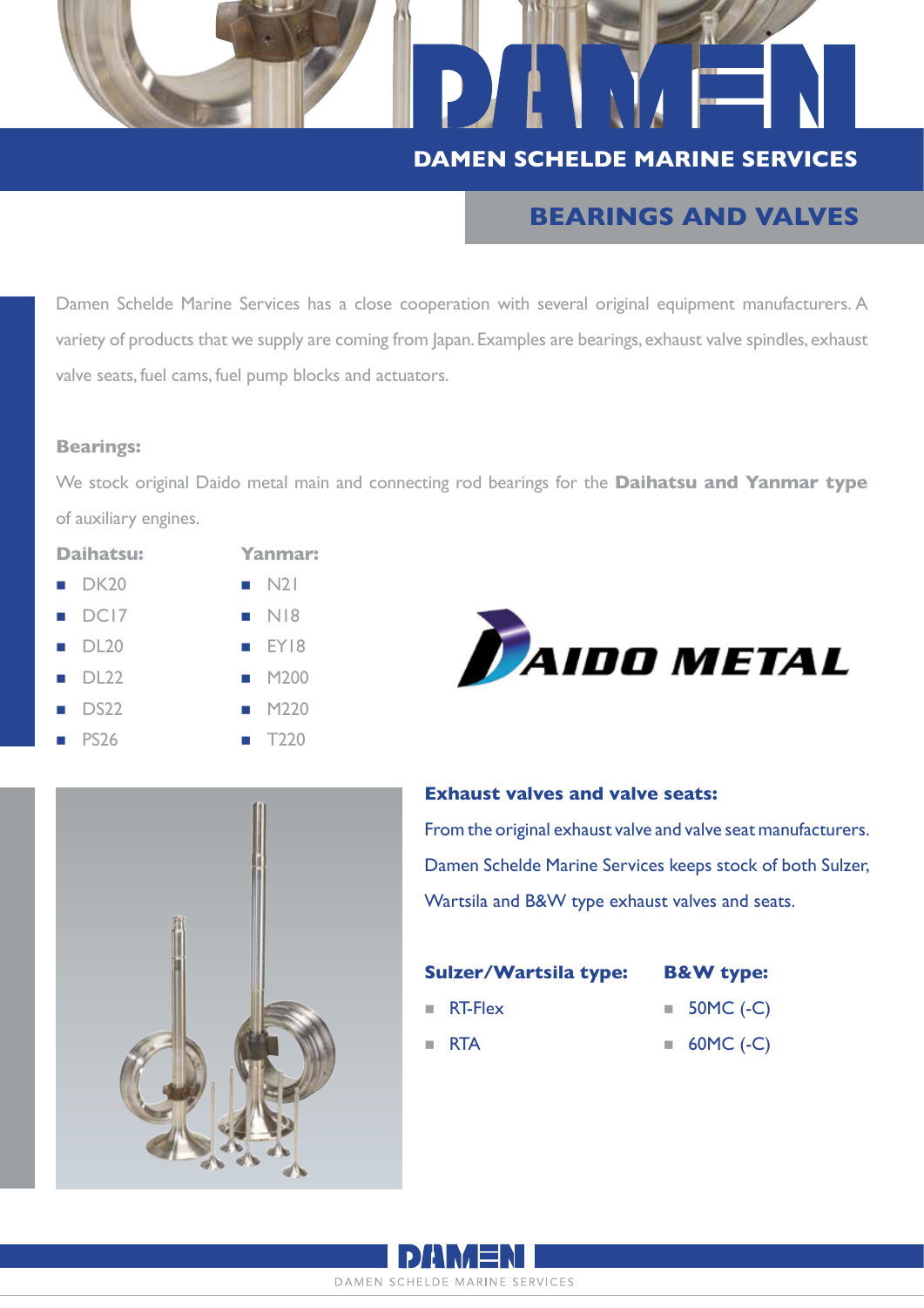# DAMEN SCHELDE MARINE SERVICES

## BEARINGS AND VALVES

Damen Schelde Marine Services has a close cooperation with several original equipment manufacturers. A variety of products that we supply are coming from Japan. Examples are bearings, exhaust valve spindles, exhaust valve seats, fuel cams, fuel pump blocks and actuators.

### Bearings:

We stock original Daido metal main and connecting rod bearings for the **Daihatsu and Yanmar type** of auxiliary engines.

**Daihatsu:**

- DK20
- DC17
- DL20
- DL22
- DS22
- PS26

**Yanmar:**

- N21
- N18
- EY18
- M200
- M220
- T220

DAIDO METAL

### Exhaust valves and valve seats:

From the original exhaust valve and valve seat manufacturers. Damen Schelde Marine Services keeps stock of both Sulzer, Wartsila and B&W type exhaust valves and seats.

**Sulzer/Wartsila type:**

- RT-Flex
- RTA

**B&W type:**

- 50MC (-C)
- 60MC (-C)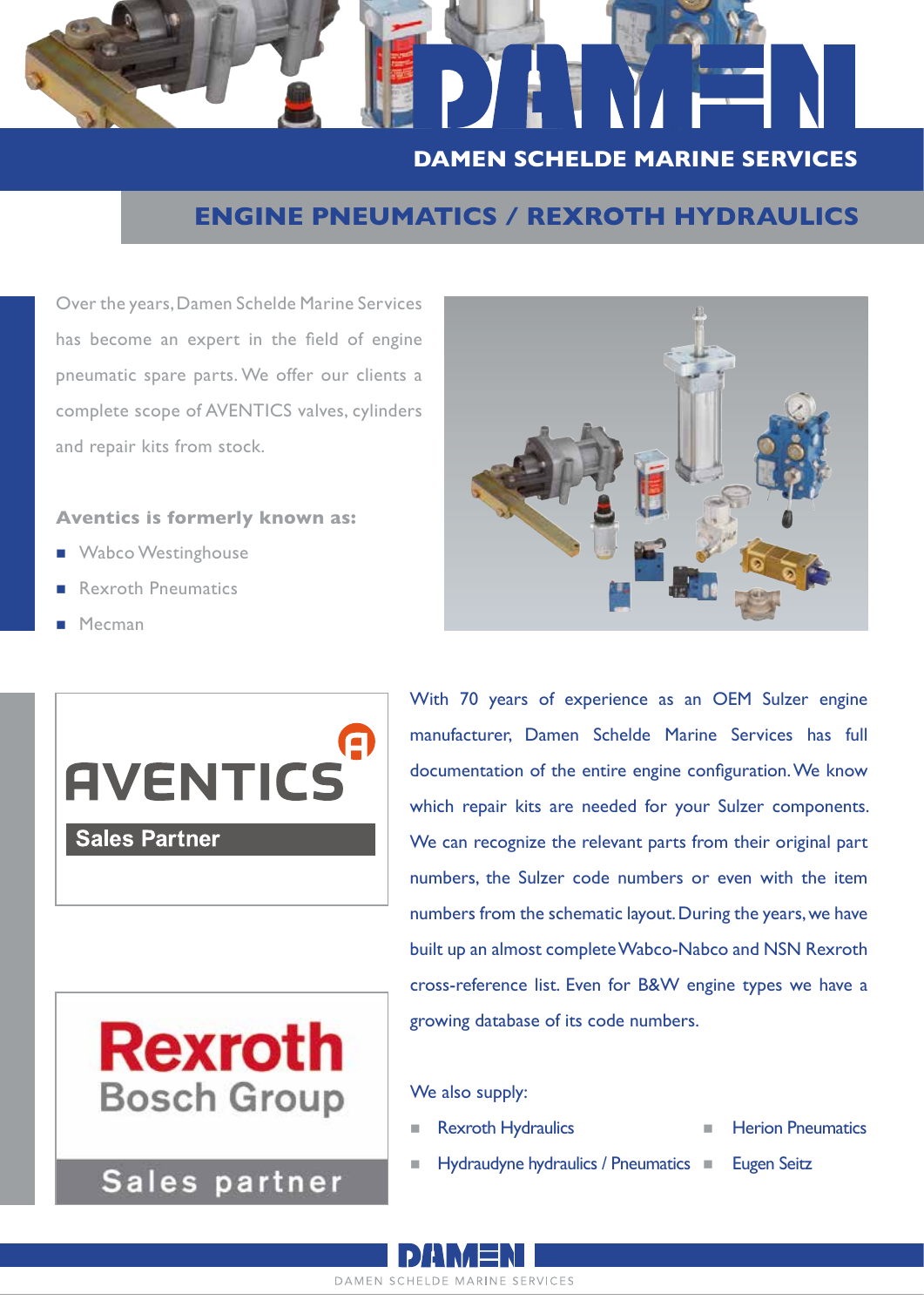# DAMEN SCHELDE MARINE SERVICES

## ENGINE PNEUMATICS / REXROTH HYDRAULICS

Over the years, Damen Schelde Marine Services has become an expert in the field of engine pneumatic spare parts. We offer our clients a complete scope of AVENTICS valves, cylinders and repair kits from stock.

**Aventics is formerly known as:**

- Wabco Westinghouse
- Rexroth Pneumatics
- Mecman

AVENTICS Sales Partner

Rexroth Bosch Group Sales partner

With 70 years of experience as an OEM Sulzer engine manufacturer, Damen Schelde Marine Services has full documentation of the entire engine configuration. We know which repair kits are needed for your Sulzer components. We can recognize the relevant parts from their original part numbers, the Sulzer code numbers or even with the item numbers from the schematic layout. During the years, we have built up an almost complete Wabco-Nabco and NSN Rexroth cross-reference list. Even for B&W engine types we have a growing database of its code numbers.

We also supply:

- Rexroth Hydraulics
- Hydraudyne hydraulics / Pneumatics
- Herion Pneumatics
- Eugen Seitz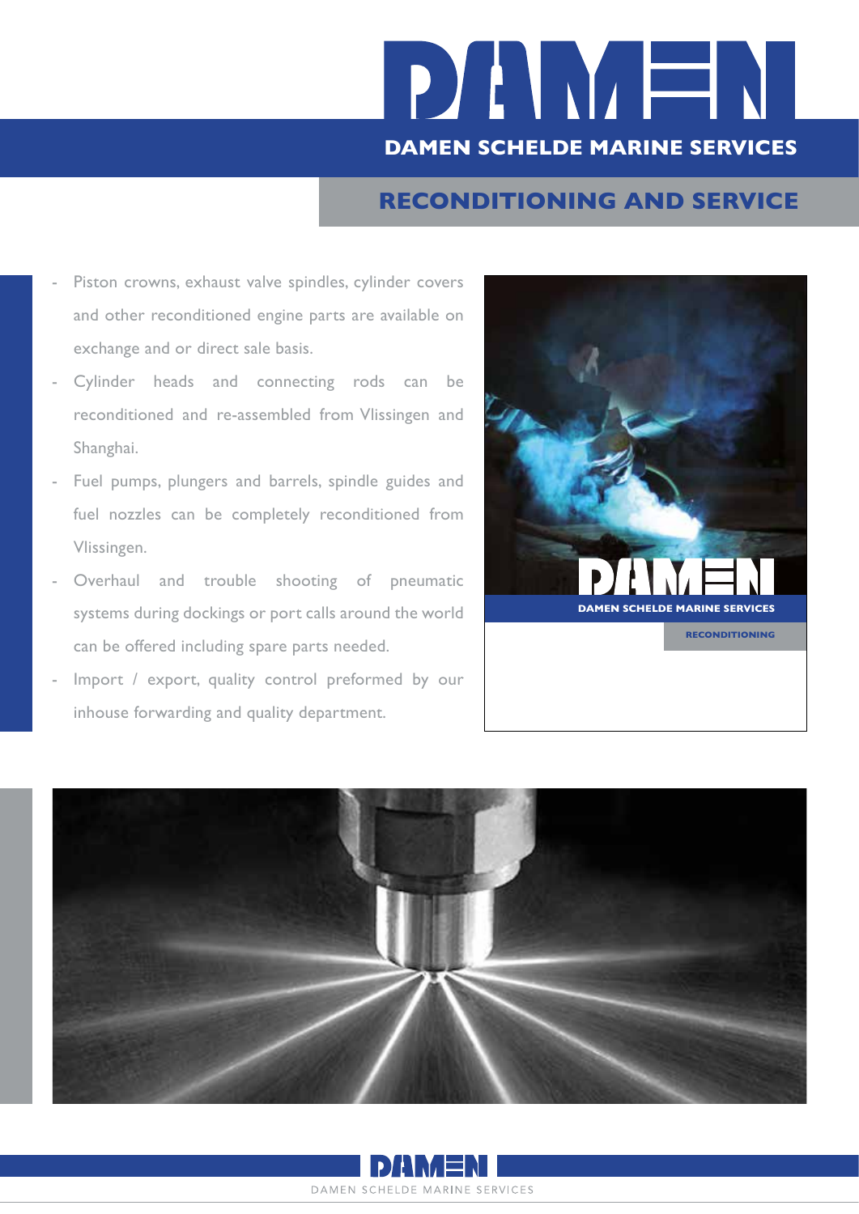# DAMEN SCHELDE MARINE SERVICES

## RECONDITIONING AND SERVICE

- Piston crowns, exhaust valve spindles, cylinder covers and other reconditioned engine parts are available on exchange and or direct sale basis.
- Cylinder heads and connecting rods can be reconditioned and re-assembled from Vlissingen and Shanghai.
- Fuel pumps, plungers and barrels, spindle guides and fuel nozzles can be completely reconditioned from Vlissingen.
- Overhaul and trouble shooting of pneumatic systems during dockings or port calls around the world can be offered including spare parts needed.
- Import / export, quality control preformed by our inhouse forwarding and quality department.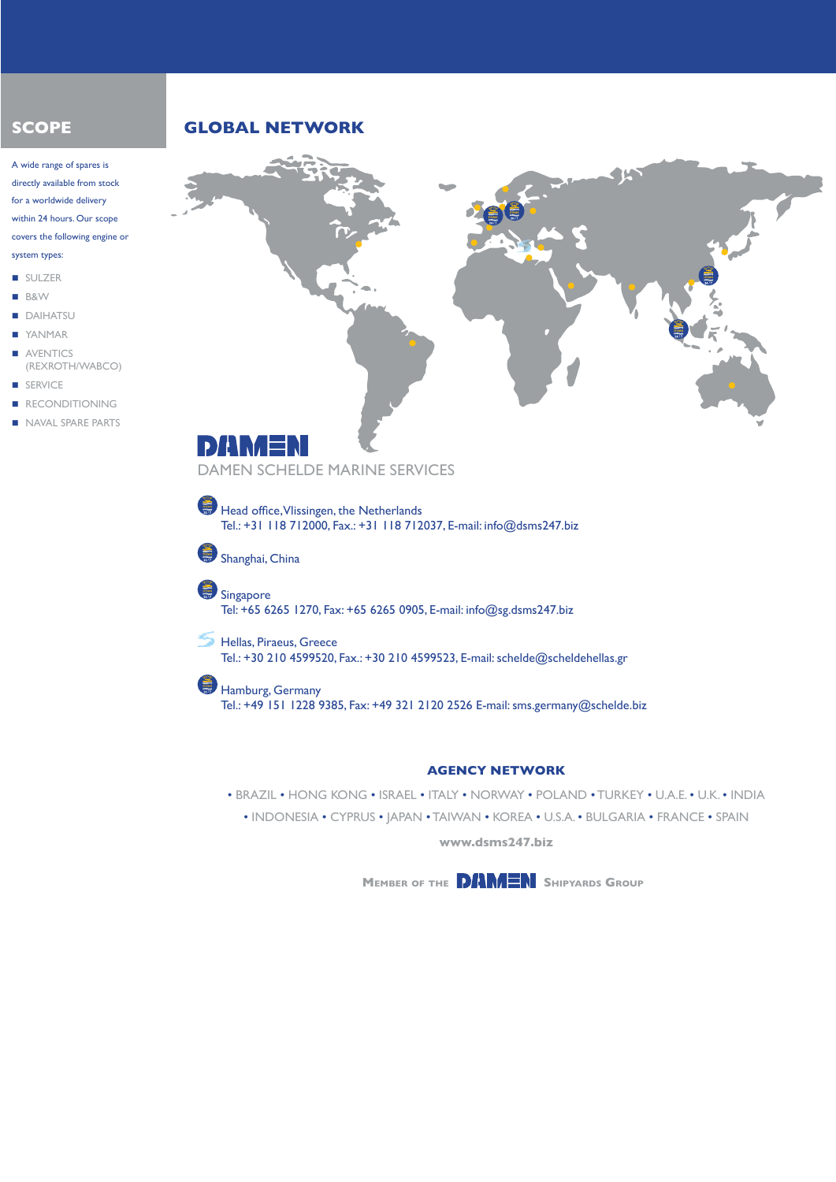## SCOPE

A wide range of spares is directly available from stock for a worldwide delivery within 24 hours. Our scope covers the following engine or system types:

- SULZER
- B&W
- DAIHATSU
- YANMAR
- AVENTICS (REXROTH/WABCO)
- SERVICE
- RECONDITIONING
- NAVAL SPARE PARTS

## GLOBAL NETWORK

DAMEN

DAMEN SCHELDE MARINE SERVICES

Head office, Vlissingen, the Netherlands
Tel.: +31 118 712000, Fax.: +31 118 712037, E-mail: info@dsms247.biz

Shanghai, China

Singapore
Tel: +65 6265 1270, Fax: +65 6265 0905, E-mail: info@sg.dsms247.biz

Hellas, Piraeus, Greece
Tel.: +30 210 4599520, Fax.: +30 210 4599523, E-mail: schelde@scheldehellas.gr

Hamburg, Germany
Tel.: +49 151 1228 9385, Fax: +49 321 2120 2526 E-mail: sms.germany@schelde.biz

### AGENCY NETWORK

• BRAZIL • HONG KONG • ISRAEL • ITALY • NORWAY • POLAND • TURKEY • U.A.E. • U.K. • INDIA • INDONESIA • CYPRUS • JAPAN • TAIWAN • KOREA • U.S.A. • BULGARIA • FRANCE • SPAIN

**www.dsms247.biz**

MEMBER OF THE DAMEN SHIPYARDS GROUP